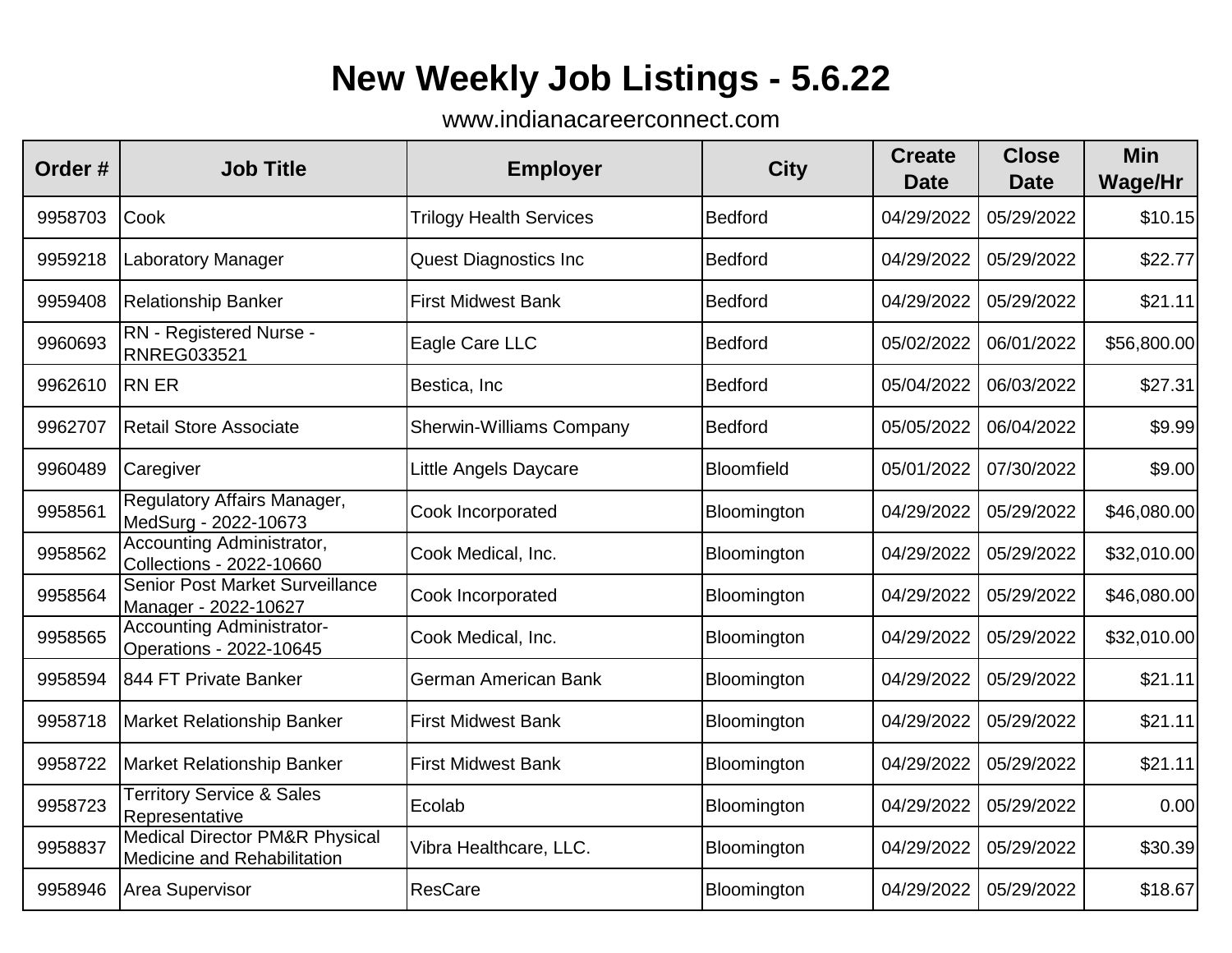# New Weekly Job Listings - 5.6.22

www.indianacareerconnect.com

| Order # | Job Title | Employer | City | Create Date | Close Date | Min Wage/Hr |
|---|---|---|---|---|---|---|
| 9958703 | Cook | Trilogy Health Services | Bedford | 04/29/2022 | 05/29/2022 | $10.15 |
| 9959218 | Laboratory Manager | Quest Diagnostics Inc | Bedford | 04/29/2022 | 05/29/2022 | $22.77 |
| 9959408 | Relationship Banker | First Midwest Bank | Bedford | 04/29/2022 | 05/29/2022 | $21.11 |
| 9960693 | RN - Registered Nurse - RNREG033521 | Eagle Care LLC | Bedford | 05/02/2022 | 06/01/2022 | $56,800.00 |
| 9962610 | RN ER | Bestica, Inc | Bedford | 05/04/2022 | 06/03/2022 | $27.31 |
| 9962707 | Retail Store Associate | Sherwin-Williams Company | Bedford | 05/05/2022 | 06/04/2022 | $9.99 |
| 9960489 | Caregiver | Little Angels Daycare | Bloomfield | 05/01/2022 | 07/30/2022 | $9.00 |
| 9958561 | Regulatory Affairs Manager, MedSurg - 2022-10673 | Cook Incorporated | Bloomington | 04/29/2022 | 05/29/2022 | $46,080.00 |
| 9958562 | Accounting Administrator, Collections - 2022-10660 | Cook Medical, Inc. | Bloomington | 04/29/2022 | 05/29/2022 | $32,010.00 |
| 9958564 | Senior Post Market Surveillance Manager - 2022-10627 | Cook Incorporated | Bloomington | 04/29/2022 | 05/29/2022 | $46,080.00 |
| 9958565 | Accounting Administrator- Operations - 2022-10645 | Cook Medical, Inc. | Bloomington | 04/29/2022 | 05/29/2022 | $32,010.00 |
| 9958594 | 844 FT Private Banker | German American Bank | Bloomington | 04/29/2022 | 05/29/2022 | $21.11 |
| 9958718 | Market Relationship Banker | First Midwest Bank | Bloomington | 04/29/2022 | 05/29/2022 | $21.11 |
| 9958722 | Market Relationship Banker | First Midwest Bank | Bloomington | 04/29/2022 | 05/29/2022 | $21.11 |
| 9958723 | Territory Service & Sales Representative | Ecolab | Bloomington | 04/29/2022 | 05/29/2022 | 0.00 |
| 9958837 | Medical Director PM&R Physical Medicine and Rehabilitation | Vibra Healthcare, LLC. | Bloomington | 04/29/2022 | 05/29/2022 | $30.39 |
| 9958946 | Area Supervisor | ResCare | Bloomington | 04/29/2022 | 05/29/2022 | $18.67 |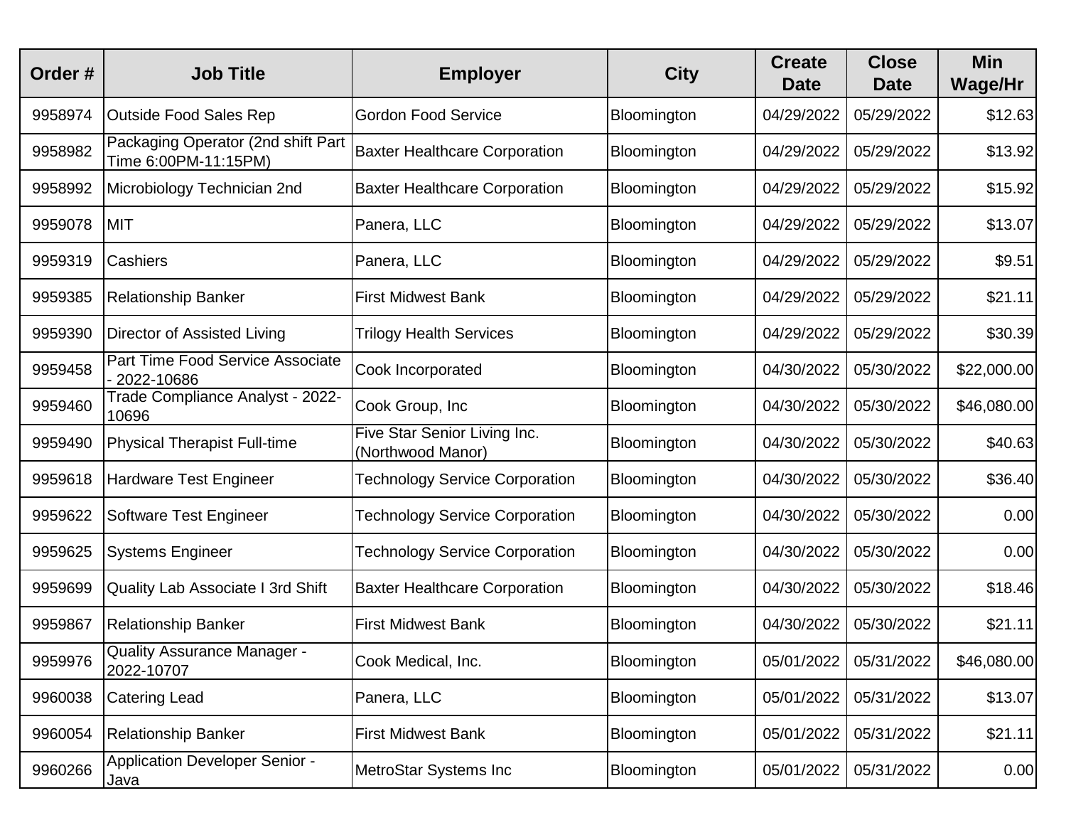| Order # | Job Title | Employer | City | Create Date | Close Date | Min Wage/Hr |
|---|---|---|---|---|---|---|
| 9958974 | Outside Food Sales Rep | Gordon Food Service | Bloomington | 04/29/2022 | 05/29/2022 | $12.63 |
| 9958982 | Packaging Operator (2nd shift Part Time 6:00PM-11:15PM) | Baxter Healthcare Corporation | Bloomington | 04/29/2022 | 05/29/2022 | $13.92 |
| 9958992 | Microbiology Technician 2nd | Baxter Healthcare Corporation | Bloomington | 04/29/2022 | 05/29/2022 | $15.92 |
| 9959078 | MIT | Panera, LLC | Bloomington | 04/29/2022 | 05/29/2022 | $13.07 |
| 9959319 | Cashiers | Panera, LLC | Bloomington | 04/29/2022 | 05/29/2022 | $9.51 |
| 9959385 | Relationship Banker | First Midwest Bank | Bloomington | 04/29/2022 | 05/29/2022 | $21.11 |
| 9959390 | Director of Assisted Living | Trilogy Health Services | Bloomington | 04/29/2022 | 05/29/2022 | $30.39 |
| 9959458 | Part Time Food Service Associate - 2022-10686 | Cook Incorporated | Bloomington | 04/30/2022 | 05/30/2022 | $22,000.00 |
| 9959460 | Trade Compliance Analyst - 2022-10696 | Cook Group, Inc | Bloomington | 04/30/2022 | 05/30/2022 | $46,080.00 |
| 9959490 | Physical Therapist Full-time | Five Star Senior Living Inc. (Northwood Manor) | Bloomington | 04/30/2022 | 05/30/2022 | $40.63 |
| 9959618 | Hardware Test Engineer | Technology Service Corporation | Bloomington | 04/30/2022 | 05/30/2022 | $36.40 |
| 9959622 | Software Test Engineer | Technology Service Corporation | Bloomington | 04/30/2022 | 05/30/2022 | 0.00 |
| 9959625 | Systems Engineer | Technology Service Corporation | Bloomington | 04/30/2022 | 05/30/2022 | 0.00 |
| 9959699 | Quality Lab Associate I 3rd Shift | Baxter Healthcare Corporation | Bloomington | 04/30/2022 | 05/30/2022 | $18.46 |
| 9959867 | Relationship Banker | First Midwest Bank | Bloomington | 04/30/2022 | 05/30/2022 | $21.11 |
| 9959976 | Quality Assurance Manager - 2022-10707 | Cook Medical, Inc. | Bloomington | 05/01/2022 | 05/31/2022 | $46,080.00 |
| 9960038 | Catering Lead | Panera, LLC | Bloomington | 05/01/2022 | 05/31/2022 | $13.07 |
| 9960054 | Relationship Banker | First Midwest Bank | Bloomington | 05/01/2022 | 05/31/2022 | $21.11 |
| 9960266 | Application Developer Senior - Java | MetroStar Systems Inc | Bloomington | 05/01/2022 | 05/31/2022 | 0.00 |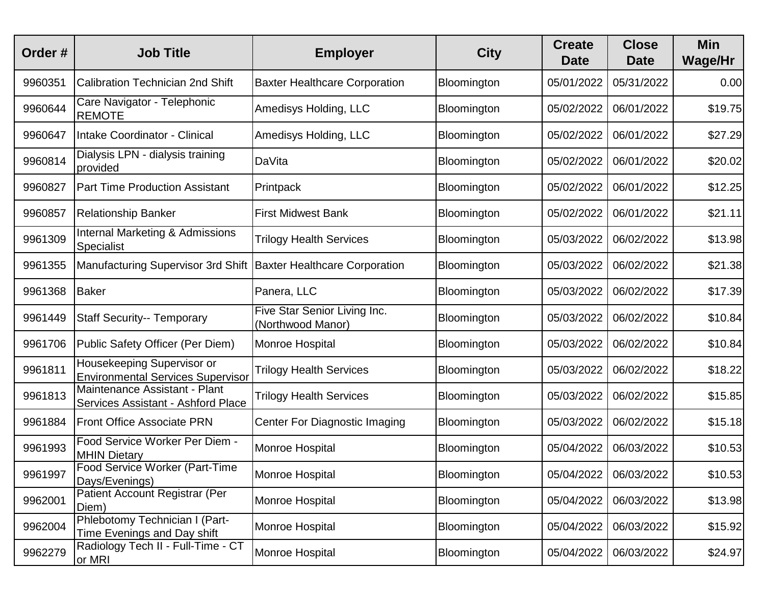| Order # | Job Title | Employer | City | Create Date | Close Date | Min Wage/Hr |
|---|---|---|---|---|---|---|
| 9960351 | Calibration Technician 2nd Shift | Baxter Healthcare Corporation | Bloomington | 05/01/2022 | 05/31/2022 | 0.00 |
| 9960644 | Care Navigator - Telephonic REMOTE | Amedisys Holding, LLC | Bloomington | 05/02/2022 | 06/01/2022 | $19.75 |
| 9960647 | Intake Coordinator - Clinical | Amedisys Holding, LLC | Bloomington | 05/02/2022 | 06/01/2022 | $27.29 |
| 9960814 | Dialysis LPN - dialysis training provided | DaVita | Bloomington | 05/02/2022 | 06/01/2022 | $20.02 |
| 9960827 | Part Time Production Assistant | Printpack | Bloomington | 05/02/2022 | 06/01/2022 | $12.25 |
| 9960857 | Relationship Banker | First Midwest Bank | Bloomington | 05/02/2022 | 06/01/2022 | $21.11 |
| 9961309 | Internal Marketing & Admissions Specialist | Trilogy Health Services | Bloomington | 05/03/2022 | 06/02/2022 | $13.98 |
| 9961355 | Manufacturing Supervisor 3rd Shift | Baxter Healthcare Corporation | Bloomington | 05/03/2022 | 06/02/2022 | $21.38 |
| 9961368 | Baker | Panera, LLC | Bloomington | 05/03/2022 | 06/02/2022 | $17.39 |
| 9961449 | Staff Security-- Temporary | Five Star Senior Living Inc. (Northwood Manor) | Bloomington | 05/03/2022 | 06/02/2022 | $10.84 |
| 9961706 | Public Safety Officer (Per Diem) | Monroe Hospital | Bloomington | 05/03/2022 | 06/02/2022 | $10.84 |
| 9961811 | Housekeeping Supervisor or Environmental Services Supervisor | Trilogy Health Services | Bloomington | 05/03/2022 | 06/02/2022 | $18.22 |
| 9961813 | Maintenance Assistant - Plant Services Assistant - Ashford Place | Trilogy Health Services | Bloomington | 05/03/2022 | 06/02/2022 | $15.85 |
| 9961884 | Front Office Associate PRN | Center For Diagnostic Imaging | Bloomington | 05/03/2022 | 06/02/2022 | $15.18 |
| 9961993 | Food Service Worker Per Diem - MHIN Dietary | Monroe Hospital | Bloomington | 05/04/2022 | 06/03/2022 | $10.53 |
| 9961997 | Food Service Worker (Part-Time Days/Evenings) | Monroe Hospital | Bloomington | 05/04/2022 | 06/03/2022 | $10.53 |
| 9962001 | Patient Account Registrar (Per Diem) | Monroe Hospital | Bloomington | 05/04/2022 | 06/03/2022 | $13.98 |
| 9962004 | Phlebotomy Technician I (Part-Time Evenings and Day shift | Monroe Hospital | Bloomington | 05/04/2022 | 06/03/2022 | $15.92 |
| 9962279 | Radiology Tech II - Full-Time - CT or MRI | Monroe Hospital | Bloomington | 05/04/2022 | 06/03/2022 | $24.97 |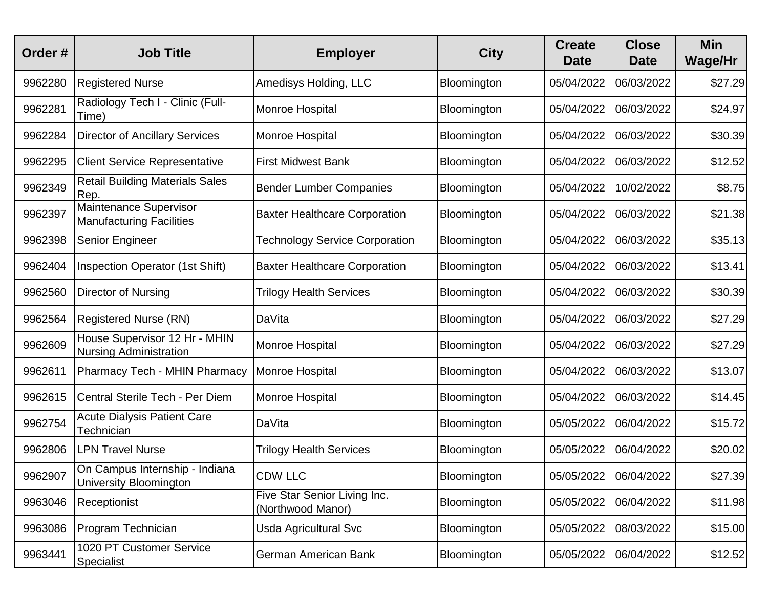| Order # | Job Title | Employer | City | Create Date | Close Date | Min Wage/Hr |
|---|---|---|---|---|---|---|
| 9962280 | Registered Nurse | Amedisys Holding, LLC | Bloomington | 05/04/2022 | 06/03/2022 | $27.29 |
| 9962281 | Radiology Tech I - Clinic (Full-Time) | Monroe Hospital | Bloomington | 05/04/2022 | 06/03/2022 | $24.97 |
| 9962284 | Director of Ancillary Services | Monroe Hospital | Bloomington | 05/04/2022 | 06/03/2022 | $30.39 |
| 9962295 | Client Service Representative | First Midwest Bank | Bloomington | 05/04/2022 | 06/03/2022 | $12.52 |
| 9962349 | Retail Building Materials Sales Rep. | Bender Lumber Companies | Bloomington | 05/04/2022 | 10/02/2022 | $8.75 |
| 9962397 | Maintenance Supervisor Manufacturing Facilities | Baxter Healthcare Corporation | Bloomington | 05/04/2022 | 06/03/2022 | $21.38 |
| 9962398 | Senior Engineer | Technology Service Corporation | Bloomington | 05/04/2022 | 06/03/2022 | $35.13 |
| 9962404 | Inspection Operator (1st Shift) | Baxter Healthcare Corporation | Bloomington | 05/04/2022 | 06/03/2022 | $13.41 |
| 9962560 | Director of Nursing | Trilogy Health Services | Bloomington | 05/04/2022 | 06/03/2022 | $30.39 |
| 9962564 | Registered Nurse (RN) | DaVita | Bloomington | 05/04/2022 | 06/03/2022 | $27.29 |
| 9962609 | House Supervisor 12 Hr - MHIN Nursing Administration | Monroe Hospital | Bloomington | 05/04/2022 | 06/03/2022 | $27.29 |
| 9962611 | Pharmacy Tech - MHIN Pharmacy | Monroe Hospital | Bloomington | 05/04/2022 | 06/03/2022 | $13.07 |
| 9962615 | Central Sterile Tech - Per Diem | Monroe Hospital | Bloomington | 05/04/2022 | 06/03/2022 | $14.45 |
| 9962754 | Acute Dialysis Patient Care Technician | DaVita | Bloomington | 05/05/2022 | 06/04/2022 | $15.72 |
| 9962806 | LPN Travel Nurse | Trilogy Health Services | Bloomington | 05/05/2022 | 06/04/2022 | $20.02 |
| 9962907 | On Campus Internship - Indiana University Bloomington | CDW LLC | Bloomington | 05/05/2022 | 06/04/2022 | $27.39 |
| 9963046 | Receptionist | Five Star Senior Living Inc. (Northwood Manor) | Bloomington | 05/05/2022 | 06/04/2022 | $11.98 |
| 9963086 | Program Technician | Usda Agricultural Svc | Bloomington | 05/05/2022 | 08/03/2022 | $15.00 |
| 9963441 | 1020 PT Customer Service Specialist | German American Bank | Bloomington | 05/05/2022 | 06/04/2022 | $12.52 |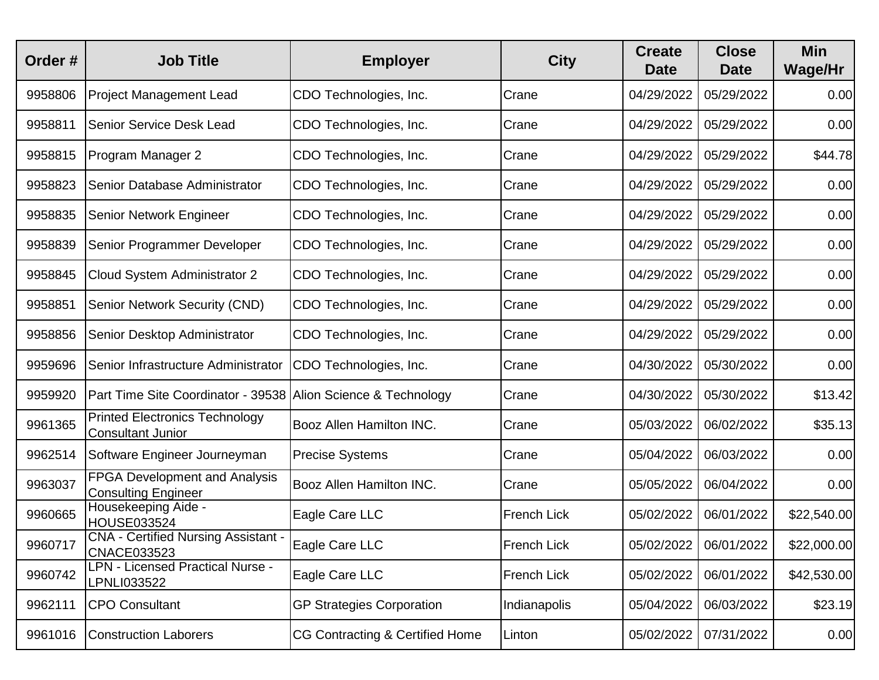| Order # | Job Title | Employer | City | Create Date | Close Date | Min Wage/Hr |
| --- | --- | --- | --- | --- | --- | --- |
| 9958806 | Project Management Lead | CDO Technologies, Inc. | Crane | 04/29/2022 | 05/29/2022 | 0.00 |
| 9958811 | Senior Service Desk Lead | CDO Technologies, Inc. | Crane | 04/29/2022 | 05/29/2022 | 0.00 |
| 9958815 | Program Manager 2 | CDO Technologies, Inc. | Crane | 04/29/2022 | 05/29/2022 | $44.78 |
| 9958823 | Senior Database Administrator | CDO Technologies, Inc. | Crane | 04/29/2022 | 05/29/2022 | 0.00 |
| 9958835 | Senior Network Engineer | CDO Technologies, Inc. | Crane | 04/29/2022 | 05/29/2022 | 0.00 |
| 9958839 | Senior Programmer Developer | CDO Technologies, Inc. | Crane | 04/29/2022 | 05/29/2022 | 0.00 |
| 9958845 | Cloud System Administrator 2 | CDO Technologies, Inc. | Crane | 04/29/2022 | 05/29/2022 | 0.00 |
| 9958851 | Senior Network Security (CND) | CDO Technologies, Inc. | Crane | 04/29/2022 | 05/29/2022 | 0.00 |
| 9958856 | Senior Desktop Administrator | CDO Technologies, Inc. | Crane | 04/29/2022 | 05/29/2022 | 0.00 |
| 9959696 | Senior Infrastructure Administrator | CDO Technologies, Inc. | Crane | 04/30/2022 | 05/30/2022 | 0.00 |
| 9959920 | Part Time Site Coordinator - 39538 | Alion Science & Technology | Crane | 04/30/2022 | 05/30/2022 | $13.42 |
| 9961365 | Printed Electronics Technology Consultant Junior | Booz Allen Hamilton INC. | Crane | 05/03/2022 | 06/02/2022 | $35.13 |
| 9962514 | Software Engineer Journeyman | Precise Systems | Crane | 05/04/2022 | 06/03/2022 | 0.00 |
| 9963037 | FPGA Development and Analysis Consulting Engineer | Booz Allen Hamilton INC. | Crane | 05/05/2022 | 06/04/2022 | 0.00 |
| 9960665 | Housekeeping Aide - HOUSE033524 | Eagle Care LLC | French Lick | 05/02/2022 | 06/01/2022 | $22,540.00 |
| 9960717 | CNA - Certified Nursing Assistant - CNACE033523 | Eagle Care LLC | French Lick | 05/02/2022 | 06/01/2022 | $22,000.00 |
| 9960742 | LPN - Licensed Practical Nurse - LPNLI033522 | Eagle Care LLC | French Lick | 05/02/2022 | 06/01/2022 | $42,530.00 |
| 9962111 | CPO Consultant | GP Strategies Corporation | Indianapolis | 05/04/2022 | 06/03/2022 | $23.19 |
| 9961016 | Construction Laborers | CG Contracting & Certified Home | Linton | 05/02/2022 | 07/31/2022 | 0.00 |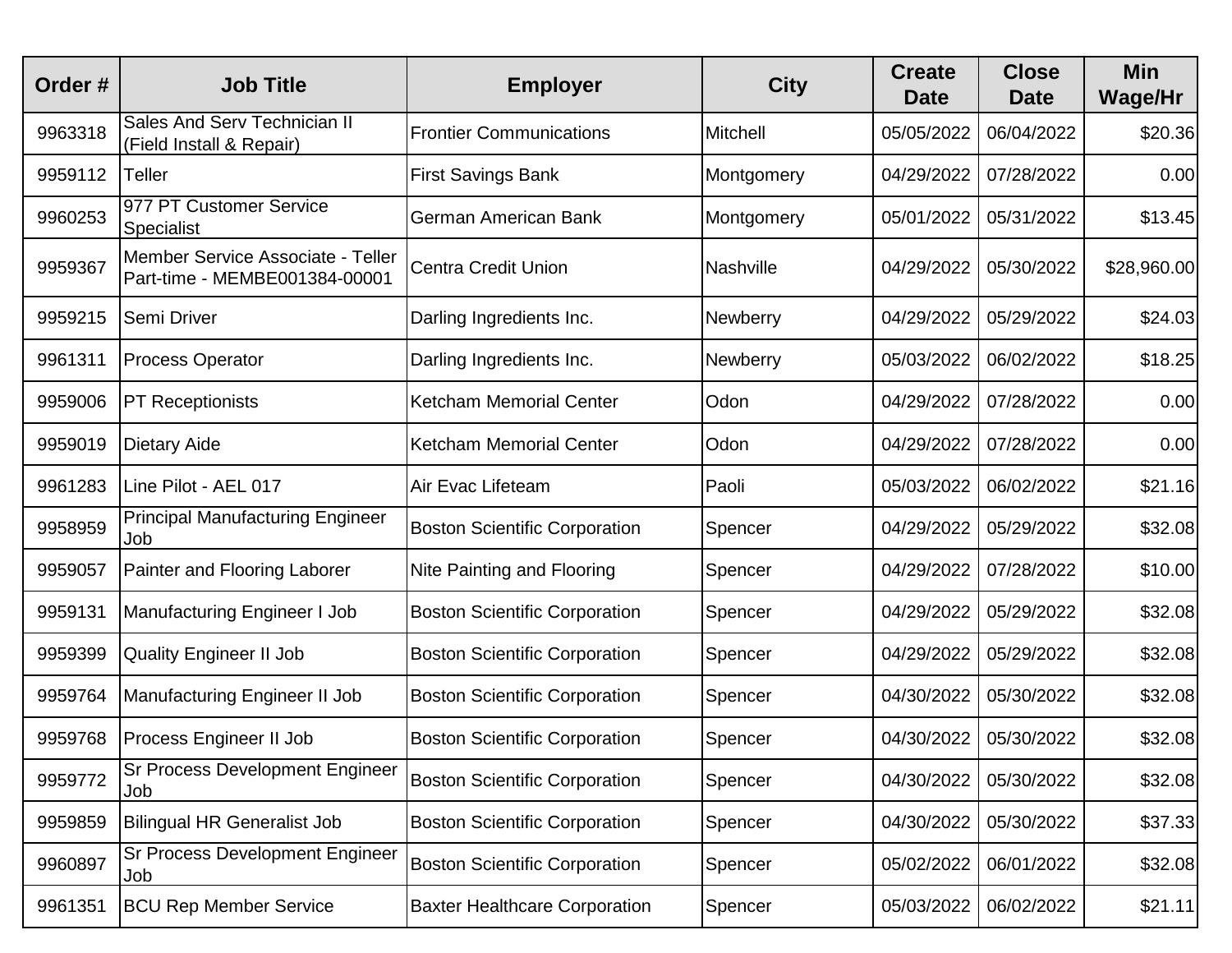| Order # | Job Title | Employer | City | Create Date | Close Date | Min Wage/Hr |
|---|---|---|---|---|---|---|
| 9963318 | Sales And Serv Technician II (Field Install & Repair) | Frontier Communications | Mitchell | 05/05/2022 | 06/04/2022 | $20.36 |
| 9959112 | Teller | First Savings Bank | Montgomery | 04/29/2022 | 07/28/2022 | 0.00 |
| 9960253 | 977 PT Customer Service Specialist | German American Bank | Montgomery | 05/01/2022 | 05/31/2022 | $13.45 |
| 9959367 | Member Service Associate - Teller Part-time - MEMBE001384-00001 | Centra Credit Union | Nashville | 04/29/2022 | 05/30/2022 | $28,960.00 |
| 9959215 | Semi Driver | Darling Ingredients Inc. | Newberry | 04/29/2022 | 05/29/2022 | $24.03 |
| 9961311 | Process Operator | Darling Ingredients Inc. | Newberry | 05/03/2022 | 06/02/2022 | $18.25 |
| 9959006 | PT Receptionists | Ketcham Memorial Center | Odon | 04/29/2022 | 07/28/2022 | 0.00 |
| 9959019 | Dietary Aide | Ketcham Memorial Center | Odon | 04/29/2022 | 07/28/2022 | 0.00 |
| 9961283 | Line Pilot - AEL 017 | Air Evac Lifeteam | Paoli | 05/03/2022 | 06/02/2022 | $21.16 |
| 9958959 | Principal Manufacturing Engineer Job | Boston Scientific Corporation | Spencer | 04/29/2022 | 05/29/2022 | $32.08 |
| 9959057 | Painter and Flooring Laborer | Nite Painting and Flooring | Spencer | 04/29/2022 | 07/28/2022 | $10.00 |
| 9959131 | Manufacturing Engineer I Job | Boston Scientific Corporation | Spencer | 04/29/2022 | 05/29/2022 | $32.08 |
| 9959399 | Quality Engineer II Job | Boston Scientific Corporation | Spencer | 04/29/2022 | 05/29/2022 | $32.08 |
| 9959764 | Manufacturing Engineer II Job | Boston Scientific Corporation | Spencer | 04/30/2022 | 05/30/2022 | $32.08 |
| 9959768 | Process Engineer II Job | Boston Scientific Corporation | Spencer | 04/30/2022 | 05/30/2022 | $32.08 |
| 9959772 | Sr Process Development Engineer Job | Boston Scientific Corporation | Spencer | 04/30/2022 | 05/30/2022 | $32.08 |
| 9959859 | Bilingual HR Generalist Job | Boston Scientific Corporation | Spencer | 04/30/2022 | 05/30/2022 | $37.33 |
| 9960897 | Sr Process Development Engineer Job | Boston Scientific Corporation | Spencer | 05/02/2022 | 06/01/2022 | $32.08 |
| 9961351 | BCU Rep Member Service | Baxter Healthcare Corporation | Spencer | 05/03/2022 | 06/02/2022 | $21.11 |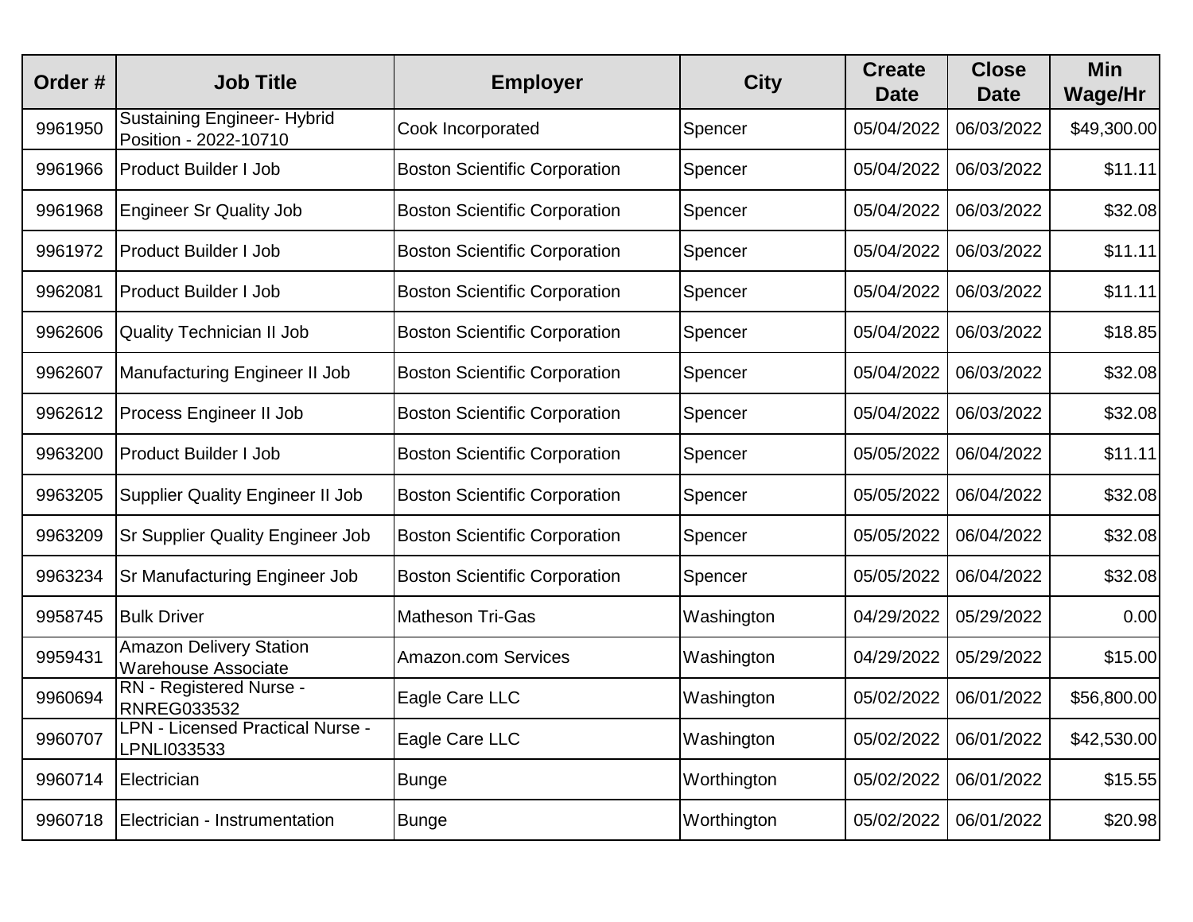| Order # | Job Title | Employer | City | Create Date | Close Date | Min Wage/Hr |
|---|---|---|---|---|---|---|
| 9961950 | Sustaining Engineer- Hybrid Position - 2022-10710 | Cook Incorporated | Spencer | 05/04/2022 | 06/03/2022 | $49,300.00 |
| 9961966 | Product Builder I Job | Boston Scientific Corporation | Spencer | 05/04/2022 | 06/03/2022 | $11.11 |
| 9961968 | Engineer Sr Quality Job | Boston Scientific Corporation | Spencer | 05/04/2022 | 06/03/2022 | $32.08 |
| 9961972 | Product Builder I Job | Boston Scientific Corporation | Spencer | 05/04/2022 | 06/03/2022 | $11.11 |
| 9962081 | Product Builder I Job | Boston Scientific Corporation | Spencer | 05/04/2022 | 06/03/2022 | $11.11 |
| 9962606 | Quality Technician II Job | Boston Scientific Corporation | Spencer | 05/04/2022 | 06/03/2022 | $18.85 |
| 9962607 | Manufacturing Engineer II Job | Boston Scientific Corporation | Spencer | 05/04/2022 | 06/03/2022 | $32.08 |
| 9962612 | Process Engineer II Job | Boston Scientific Corporation | Spencer | 05/04/2022 | 06/03/2022 | $32.08 |
| 9963200 | Product Builder I Job | Boston Scientific Corporation | Spencer | 05/05/2022 | 06/04/2022 | $11.11 |
| 9963205 | Supplier Quality Engineer II Job | Boston Scientific Corporation | Spencer | 05/05/2022 | 06/04/2022 | $32.08 |
| 9963209 | Sr Supplier Quality Engineer Job | Boston Scientific Corporation | Spencer | 05/05/2022 | 06/04/2022 | $32.08 |
| 9963234 | Sr Manufacturing Engineer Job | Boston Scientific Corporation | Spencer | 05/05/2022 | 06/04/2022 | $32.08 |
| 9958745 | Bulk Driver | Matheson Tri-Gas | Washington | 04/29/2022 | 05/29/2022 | 0.00 |
| 9959431 | Amazon Delivery Station Warehouse Associate | Amazon.com Services | Washington | 04/29/2022 | 05/29/2022 | $15.00 |
| 9960694 | RN - Registered Nurse - RNREG033532 | Eagle Care LLC | Washington | 05/02/2022 | 06/01/2022 | $56,800.00 |
| 9960707 | LPN - Licensed Practical Nurse - LPNLI033533 | Eagle Care LLC | Washington | 05/02/2022 | 06/01/2022 | $42,530.00 |
| 9960714 | Electrician | Bunge | Worthington | 05/02/2022 | 06/01/2022 | $15.55 |
| 9960718 | Electrician - Instrumentation | Bunge | Worthington | 05/02/2022 | 06/01/2022 | $20.98 |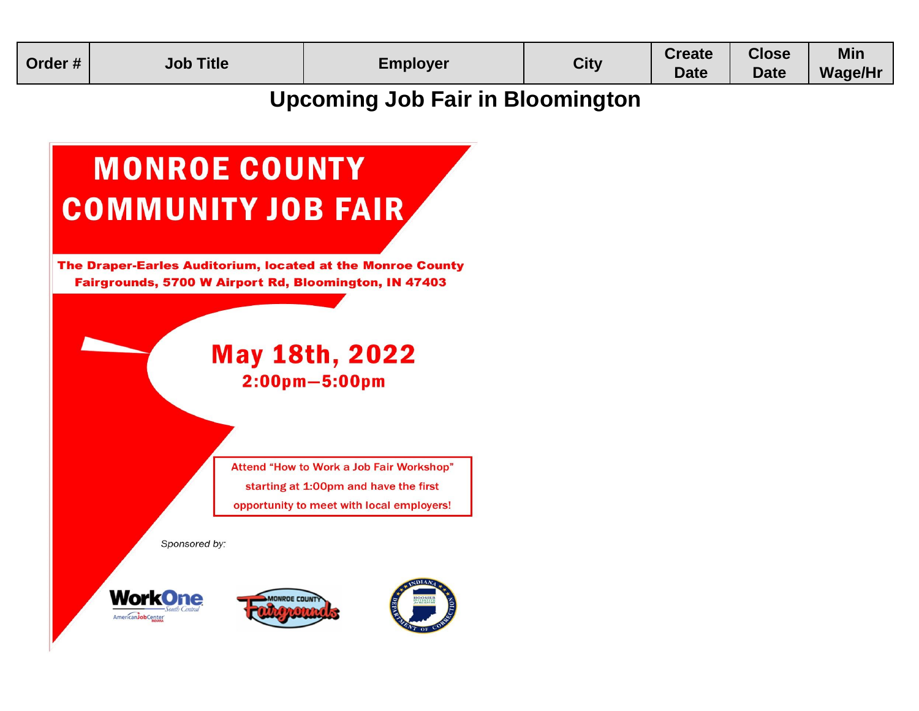| Order # | Job Title | Employer | City | Create Date | Close Date | Min Wage/Hr |
|---|---|---|---|---|---|---|

## Upcoming Job Fair in Bloomington

# MONROE COUNTY COMMUNITY JOB FAIR

**The Draper-Earles Auditorium, located at the Monroe County Fairgrounds, 5700 W Airport Rd, Bloomington, IN 47403**

**May 18th, 2022**

**2:00pm—5:00pm**

Attend "How to Work a Job Fair Workshop" starting at 1:00pm and have the first opportunity to meet with local employers!

*Sponsored by:*

WorkOne South Central — AmericanJobCenter

Monroe County Fairgrounds

Indiana Department of Correction — Hoosier Initiative for Re-Entry